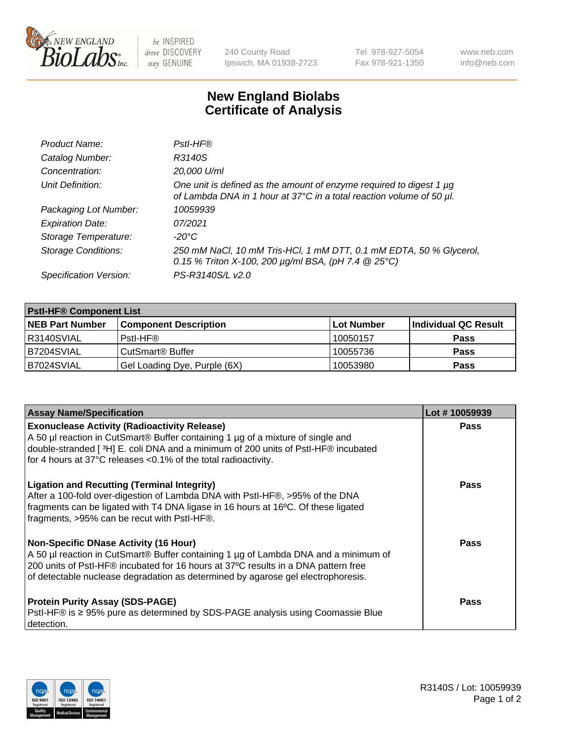New England BioLabs Inc. — be INSPIRED drive DISCOVERY stay GENUINE

240 County Road
Ipswich, MA 01938-2723

Tel 978-927-5054
Fax 978-921-1350

www.neb.com
info@neb.com

# New England Biolabs Certificate of Analysis

| | |
|---|---|
| *Product Name:* | *PstI-HF®* |
| *Catalog Number:* | *R3140S* |
| *Concentration:* | *20,000 U/ml* |
| *Unit Definition:* | *One unit is defined as the amount of enzyme required to digest 1 µg of Lambda DNA in 1 hour at 37°C in a total reaction volume of 50 µl.* |
| *Packaging Lot Number:* | *10059939* |
| *Expiration Date:* | *07/2021* |
| *Storage Temperature:* | *-20°C* |
| *Storage Conditions:* | *250 mM NaCl, 10 mM Tris-HCl, 1 mM DTT, 0.1 mM EDTA, 50 % Glycerol, 0.15 % Triton X-100, 200 µg/ml BSA, (pH 7.4 @ 25°C)* |
| *Specification Version:* | *PS-R3140S/L v2.0* |

| **PstI-HF® Component List** | | | |
|---|---|---|---|
| **NEB Part Number** | **Component Description** | **Lot Number** | **Individual QC Result** |
| R3140SVIAL | PstI-HF® | 10050157 | **Pass** |
| B7204SVIAL | CutSmart® Buffer | 10055736 | **Pass** |
| B7024SVIAL | Gel Loading Dye, Purple (6X) | 10053980 | **Pass** |

| **Assay Name/Specification** | **Lot # 10059939** |
|---|---|
| **Exonuclease Activity (Radioactivity Release)** A 50 µl reaction in CutSmart® Buffer containing 1 µg of a mixture of single and double-stranded [ $^3$H] E. coli DNA and a minimum of 200 units of PstI-HF® incubated for 4 hours at 37°C releases <0.1% of the total radioactivity. | **Pass** |
| **Ligation and Recutting (Terminal Integrity)** After a 100-fold over-digestion of Lambda DNA with PstI-HF®, >95% of the DNA fragments can be ligated with T4 DNA ligase in 16 hours at 16ºC. Of these ligated fragments, >95% can be recut with PstI-HF®. | **Pass** |
| **Non-Specific DNase Activity (16 Hour)** A 50 µl reaction in CutSmart® Buffer containing 1 µg of Lambda DNA and a minimum of 200 units of PstI-HF® incubated for 16 hours at 37ºC results in a DNA pattern free of detectable nuclease degradation as determined by agarose gel electrophoresis. | **Pass** |
| **Protein Purity Assay (SDS-PAGE)** PstI-HF® is ≥ 95% pure as determined by SDS-PAGE analysis using Coomassie Blue detection. | **Pass** |

R3140S / Lot: 10059939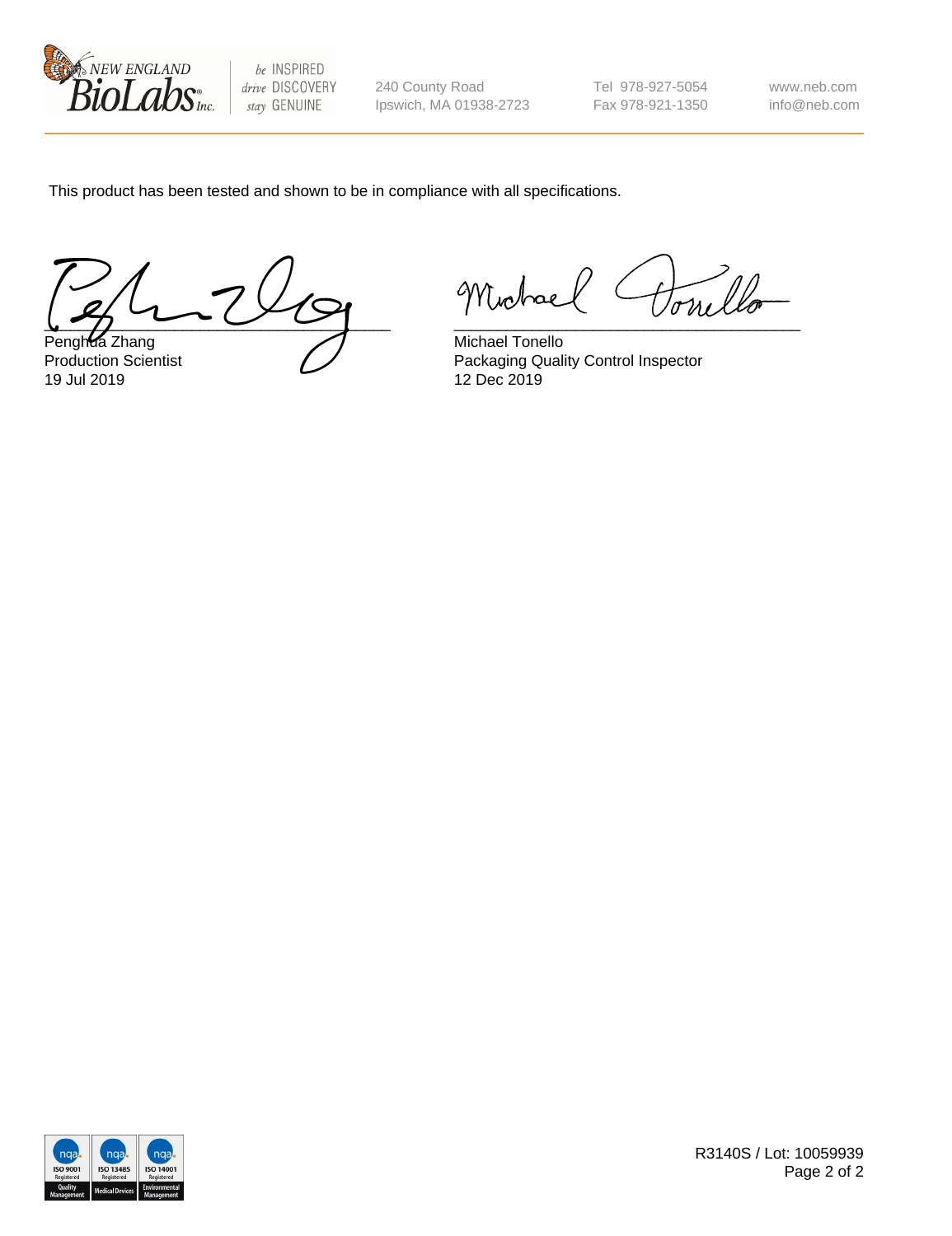This product has been tested and shown to be in compliance with all specifications.

Penghua Zhang
Production Scientist
19 Jul 2019

Michael Tonello
Packaging Quality Control Inspector
12 Dec 2019

R3140S / Lot: 10059939